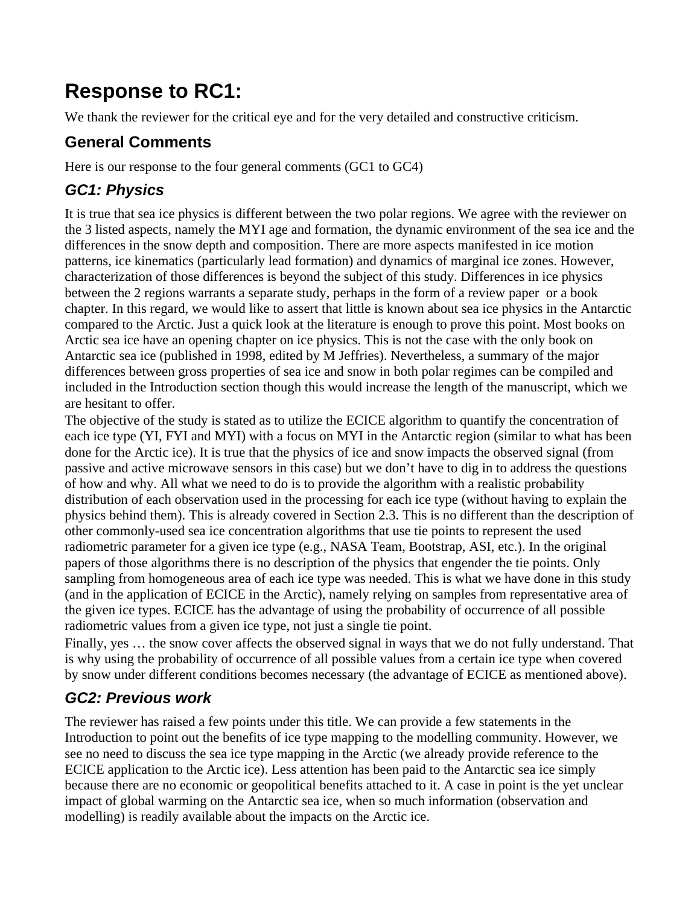# Response to RC1:

We thank the reviewer for the critical eye and for the very detailed and constructive criticism.

## General Comments

Here is our response to the four general comments (GC1 to GC4)

### *GC1: Physics*

It is true that sea ice physics is different between the two polar regions. We agree with the reviewer on the 3 listed aspects, namely the MYI age and formation, the dynamic environment of the sea ice and the differences in the snow depth and composition. There are more aspects manifested in ice motion patterns, ice kinematics (particularly lead formation) and dynamics of marginal ice zones. However, characterization of those differences is beyond the subject of this study. Differences in ice physics between the 2 regions warrants a separate study, perhaps in the form of a review paper or a book chapter. In this regard, we would like to assert that little is known about sea ice physics in the Antarctic compared to the Arctic. Just a quick look at the literature is enough to prove this point. Most books on Arctic sea ice have an opening chapter on ice physics. This is not the case with the only book on Antarctic sea ice (published in 1998, edited by M Jeffries). Nevertheless, a summary of the major differences between gross properties of sea ice and snow in both polar regimes can be compiled and included in the Introduction section though this would increase the length of the manuscript, which we are hesitant to offer.

The objective of the study is stated as to utilize the ECICE algorithm to quantify the concentration of each ice type (YI, FYI and MYI) with a focus on MYI in the Antarctic region (similar to what has been done for the Arctic ice). It is true that the physics of ice and snow impacts the observed signal (from passive and active microwave sensors in this case) but we don't have to dig in to address the questions of how and why. All what we need to do is to provide the algorithm with a realistic probability distribution of each observation used in the processing for each ice type (without having to explain the physics behind them). This is already covered in Section 2.3. This is no different than the description of other commonly-used sea ice concentration algorithms that use tie points to represent the used radiometric parameter for a given ice type (e.g., NASA Team, Bootstrap, ASI, etc.). In the original papers of those algorithms there is no description of the physics that engender the tie points. Only sampling from homogeneous area of each ice type was needed. This is what we have done in this study (and in the application of ECICE in the Arctic), namely relying on samples from representative area of the given ice types. ECICE has the advantage of using the probability of occurrence of all possible radiometric values from a given ice type, not just a single tie point.

Finally, yes … the snow cover affects the observed signal in ways that we do not fully understand. That is why using the probability of occurrence of all possible values from a certain ice type when covered by snow under different conditions becomes necessary (the advantage of ECICE as mentioned above).

### *GC2: Previous work*

The reviewer has raised a few points under this title. We can provide a few statements in the Introduction to point out the benefits of ice type mapping to the modelling community. However, we see no need to discuss the sea ice type mapping in the Arctic (we already provide reference to the ECICE application to the Arctic ice). Less attention has been paid to the Antarctic sea ice simply because there are no economic or geopolitical benefits attached to it. A case in point is the yet unclear impact of global warming on the Antarctic sea ice, when so much information (observation and modelling) is readily available about the impacts on the Arctic ice.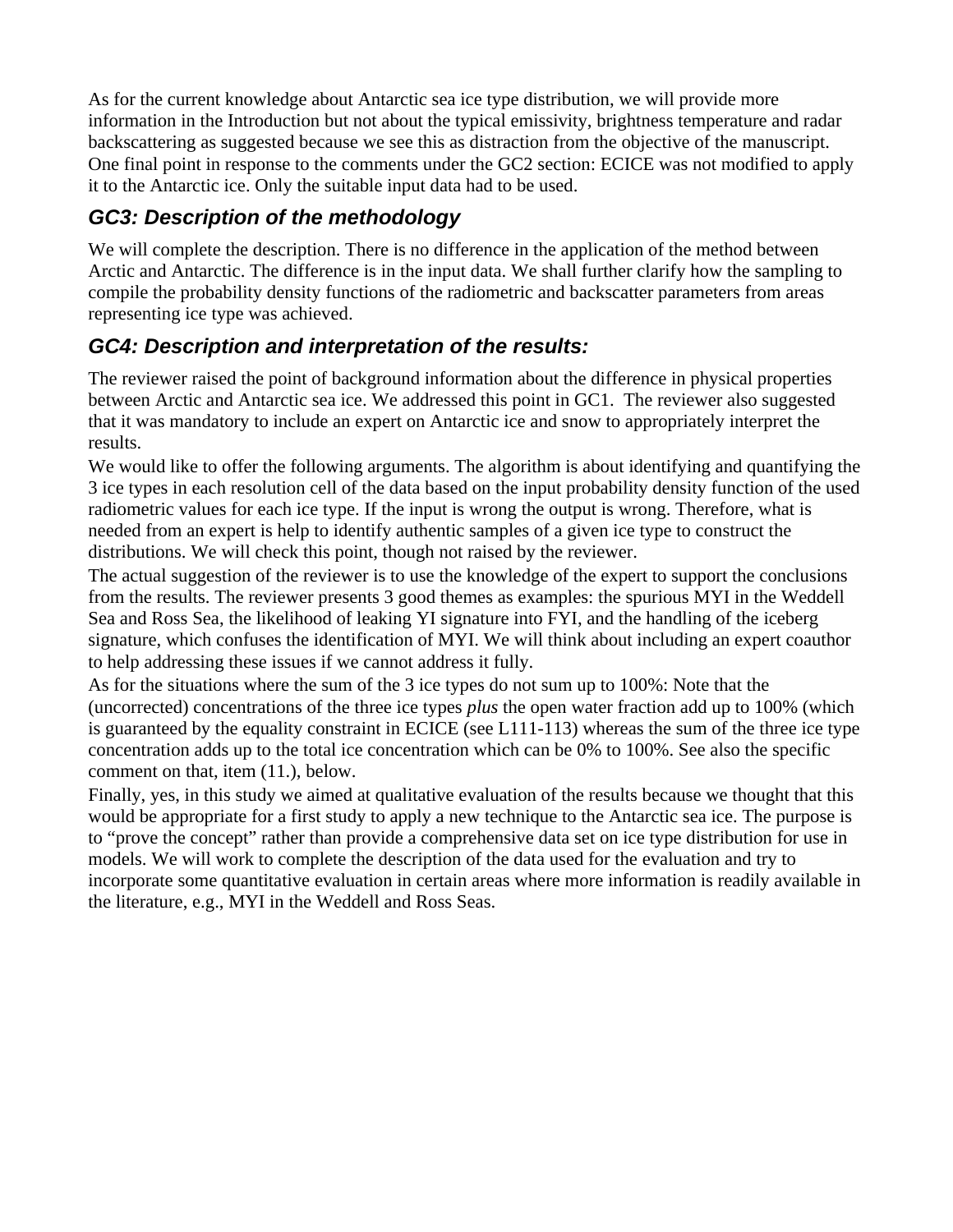As for the current knowledge about Antarctic sea ice type distribution, we will provide more information in the Introduction but not about the typical emissivity, brightness temperature and radar backscattering as suggested because we see this as distraction from the objective of the manuscript. One final point in response to the comments under the GC2 section: ECICE was not modified to apply it to the Antarctic ice. Only the suitable input data had to be used.

### *GC3: Description of the methodology*

We will complete the description. There is no difference in the application of the method between Arctic and Antarctic. The difference is in the input data. We shall further clarify how the sampling to compile the probability density functions of the radiometric and backscatter parameters from areas representing ice type was achieved.

### *GC4: Description and interpretation of the results:*

The reviewer raised the point of background information about the difference in physical properties between Arctic and Antarctic sea ice. We addressed this point in GC1. The reviewer also suggested that it was mandatory to include an expert on Antarctic ice and snow to appropriately interpret the results.

We would like to offer the following arguments. The algorithm is about identifying and quantifying the 3 ice types in each resolution cell of the data based on the input probability density function of the used radiometric values for each ice type. If the input is wrong the output is wrong. Therefore, what is needed from an expert is help to identify authentic samples of a given ice type to construct the distributions. We will check this point, though not raised by the reviewer.

The actual suggestion of the reviewer is to use the knowledge of the expert to support the conclusions from the results. The reviewer presents 3 good themes as examples: the spurious MYI in the Weddell Sea and Ross Sea, the likelihood of leaking YI signature into FYI, and the handling of the iceberg signature, which confuses the identification of MYI. We will think about including an expert coauthor to help addressing these issues if we cannot address it fully.

As for the situations where the sum of the 3 ice types do not sum up to 100%: Note that the (uncorrected) concentrations of the three ice types *plus* the open water fraction add up to 100% (which is guaranteed by the equality constraint in ECICE (see L111-113) whereas the sum of the three ice type concentration adds up to the total ice concentration which can be 0% to 100%. See also the specific comment on that, item (11.), below.

Finally, yes, in this study we aimed at qualitative evaluation of the results because we thought that this would be appropriate for a first study to apply a new technique to the Antarctic sea ice. The purpose is to "prove the concept" rather than provide a comprehensive data set on ice type distribution for use in models. We will work to complete the description of the data used for the evaluation and try to incorporate some quantitative evaluation in certain areas where more information is readily available in the literature, e.g., MYI in the Weddell and Ross Seas.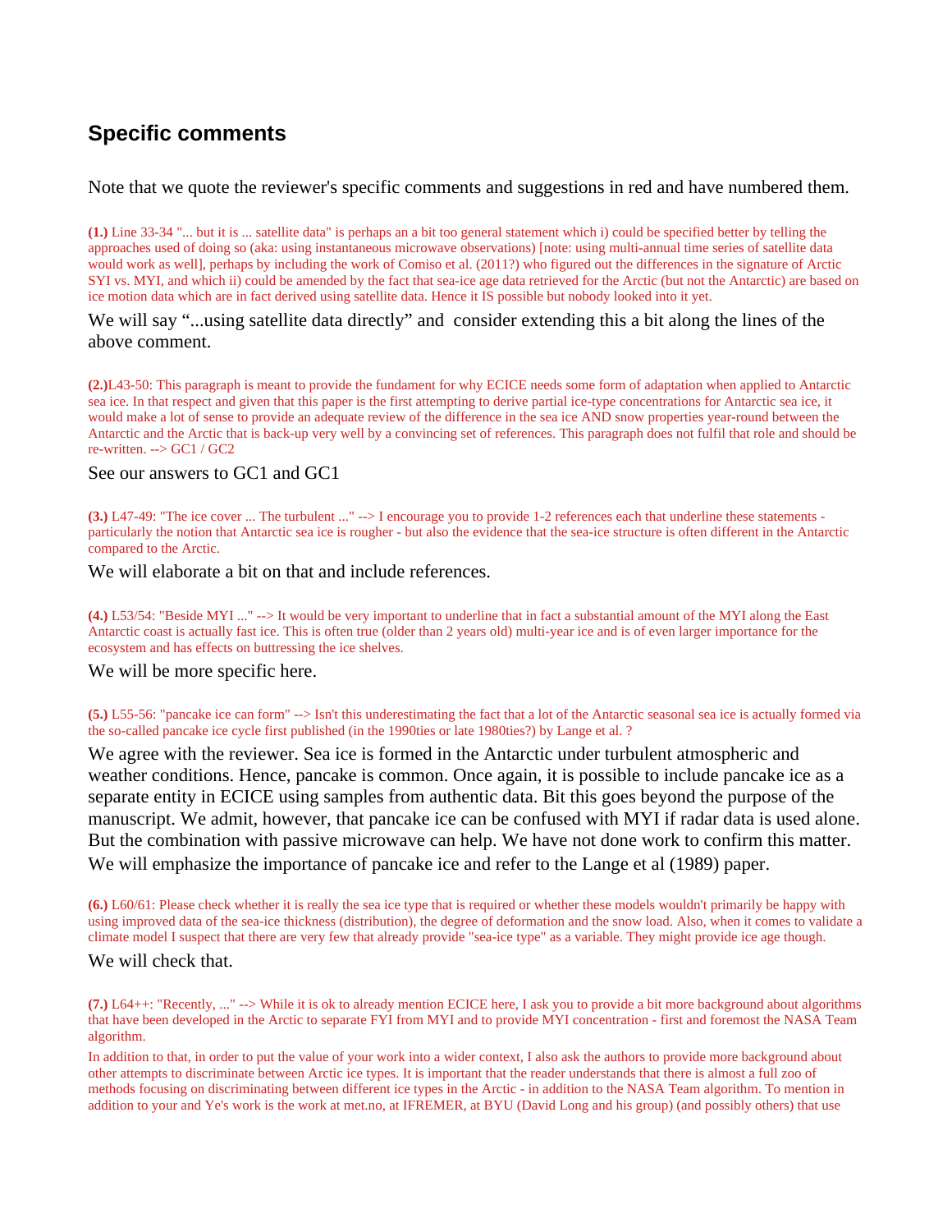## Specific comments

Note that we quote the reviewer's specific comments and suggestions in red and have numbered them.

**(1.)** Line 33-34 "... but it is ... satellite data" is perhaps an a bit too general statement which i) could be specified better by telling the approaches used of doing so (aka: using instantaneous microwave observations) [note: using multi-annual time series of satellite data would work as well], perhaps by including the work of Comiso et al. (2011?) who figured out the differences in the signature of Arctic SYI vs. MYI, and which ii) could be amended by the fact that sea-ice age data retrieved for the Arctic (but not the Antarctic) are based on ice motion data which are in fact derived using satellite data. Hence it IS possible but nobody looked into it yet.

We will say "...using satellite data directly" and consider extending this a bit along the lines of the above comment.

**(2.)**L43-50: This paragraph is meant to provide the fundament for why ECICE needs some form of adaptation when applied to Antarctic sea ice. In that respect and given that this paper is the first attempting to derive partial ice-type concentrations for Antarctic sea ice, it would make a lot of sense to provide an adequate review of the difference in the sea ice AND snow properties year-round between the Antarctic and the Arctic that is back-up very well by a convincing set of references. This paragraph does not fulfil that role and should be re-written. --> GC1 / GC2

See our answers to GC1 and GC1

**(3.)** L47-49: "The ice cover ... The turbulent ..." --> I encourage you to provide 1-2 references each that underline these statements - particularly the notion that Antarctic sea ice is rougher - but also the evidence that the sea-ice structure is often different in the Antarctic compared to the Arctic.

We will elaborate a bit on that and include references.

**(4.)** L53/54: "Beside MYI ..." --> It would be very important to underline that in fact a substantial amount of the MYI along the East Antarctic coast is actually fast ice. This is often true (older than 2 years old) multi-year ice and is of even larger importance for the ecosystem and has effects on buttressing the ice shelves.

We will be more specific here.

**(5.)** L55-56: "pancake ice can form" --> Isn't this underestimating the fact that a lot of the Antarctic seasonal sea ice is actually formed via the so-called pancake ice cycle first published (in the 1990ties or late 1980ties?) by Lange et al. ?

We agree with the reviewer. Sea ice is formed in the Antarctic under turbulent atmospheric and weather conditions. Hence, pancake is common. Once again, it is possible to include pancake ice as a separate entity in ECICE using samples from authentic data. Bit this goes beyond the purpose of the manuscript. We admit, however, that pancake ice can be confused with MYI if radar data is used alone. But the combination with passive microwave can help. We have not done work to confirm this matter. We will emphasize the importance of pancake ice and refer to the Lange et al (1989) paper.

**(6.)** L60/61: Please check whether it is really the sea ice type that is required or whether these models wouldn't primarily be happy with using improved data of the sea-ice thickness (distribution), the degree of deformation and the snow load. Also, when it comes to validate a climate model I suspect that there are very few that already provide "sea-ice type" as a variable. They might provide ice age though.

We will check that.

**(7.)** L64++: "Recently, ..." --> While it is ok to already mention ECICE here, I ask you to provide a bit more background about algorithms that have been developed in the Arctic to separate FYI from MYI and to provide MYI concentration - first and foremost the NASA Team algorithm.

In addition to that, in order to put the value of your work into a wider context, I also ask the authors to provide more background about other attempts to discriminate between Arctic ice types. It is important that the reader understands that there is almost a full zoo of methods focusing on discriminating between different ice types in the Arctic - in addition to the NASA Team algorithm. To mention in addition to your and Ye's work is the work at met.no, at IFREMER, at BYU (David Long and his group) (and possibly others) that use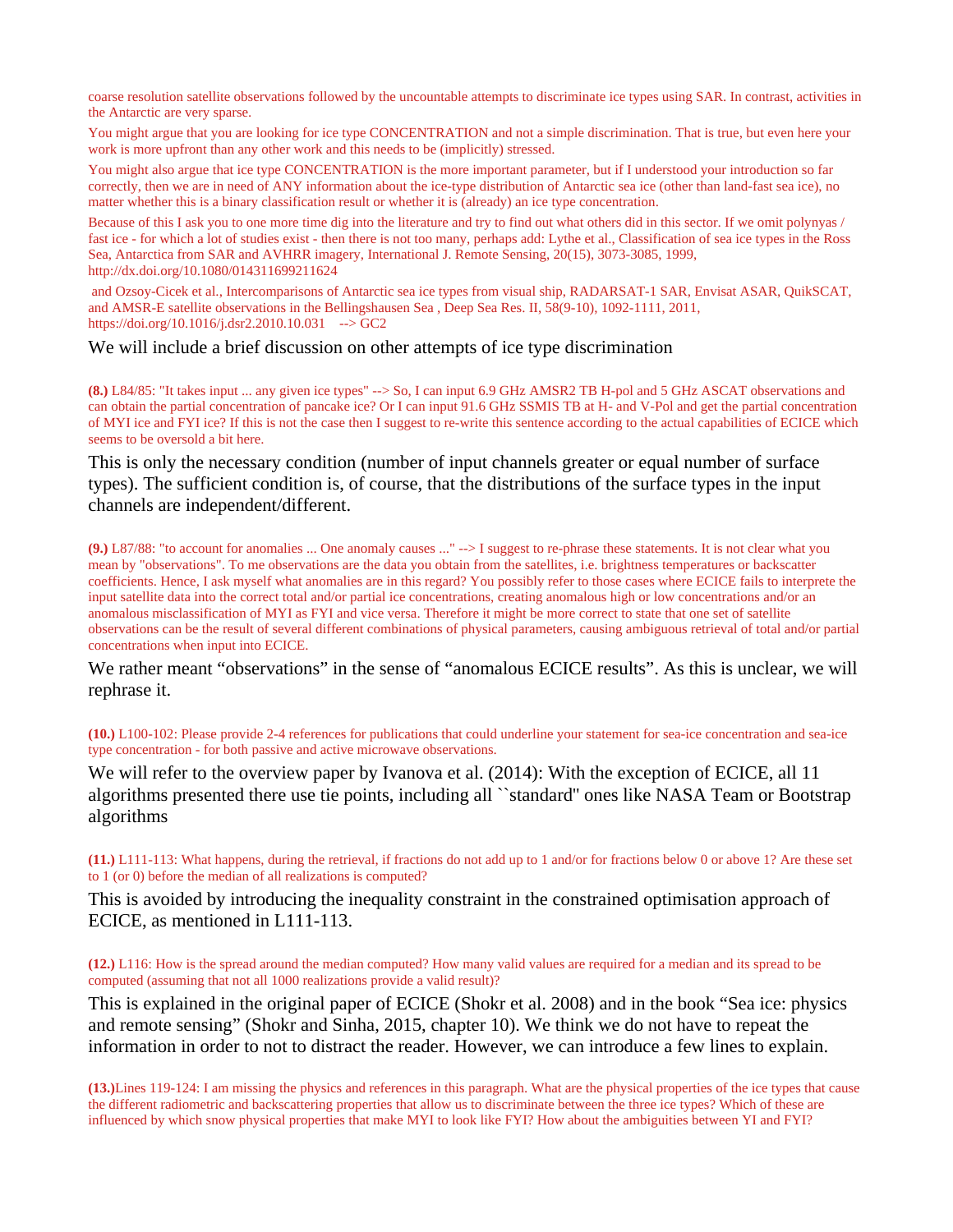coarse resolution satellite observations followed by the uncountable attempts to discriminate ice types using SAR. In contrast, activities in the Antarctic are very sparse.

You might argue that you are looking for ice type CONCENTRATION and not a simple discrimination. That is true, but even here your work is more upfront than any other work and this needs to be (implicitly) stressed.

You might also argue that ice type CONCENTRATION is the more important parameter, but if I understood your introduction so far correctly, then we are in need of ANY information about the ice-type distribution of Antarctic sea ice (other than land-fast sea ice), no matter whether this is a binary classification result or whether it is (already) an ice type concentration.

Because of this I ask you to one more time dig into the literature and try to find out what others did in this sector. If we omit polynyas / fast ice - for which a lot of studies exist - then there is not too many, perhaps add: Lythe et al., Classification of sea ice types in the Ross Sea, Antarctica from SAR and AVHRR imagery, International J. Remote Sensing, 20(15), 3073-3085, 1999, http://dx.doi.org/10.1080/014311699211624

and Ozsoy-Cicek et al., Intercomparisons of Antarctic sea ice types from visual ship, RADARSAT-1 SAR, Envisat ASAR, QuikSCAT, and AMSR-E satellite observations in the Bellingshausen Sea , Deep Sea Res. II, 58(9-10), 1092-1111, 2011, https://doi.org/10.1016/j.dsr2.2010.10.031 --> GC2

We will include a brief discussion on other attempts of ice type discrimination

**(8.)** L84/85: "It takes input ... any given ice types" --> So, I can input 6.9 GHz AMSR2 TB H-pol and 5 GHz ASCAT observations and can obtain the partial concentration of pancake ice? Or I can input 91.6 GHz SSMIS TB at H- and V-Pol and get the partial concentration of MYI ice and FYI ice? If this is not the case then I suggest to re-write this sentence according to the actual capabilities of ECICE which seems to be oversold a bit here.

This is only the necessary condition (number of input channels greater or equal number of surface types). The sufficient condition is, of course, that the distributions of the surface types in the input channels are independent/different.

**(9.)** L87/88: "to account for anomalies ... One anomaly causes ..." --> I suggest to re-phrase these statements. It is not clear what you mean by "observations". To me observations are the data you obtain from the satellites, i.e. brightness temperatures or backscatter coefficients. Hence, I ask myself what anomalies are in this regard? You possibly refer to those cases where ECICE fails to interprete the input satellite data into the correct total and/or partial ice concentrations, creating anomalous high or low concentrations and/or an anomalous misclassification of MYI as FYI and vice versa. Therefore it might be more correct to state that one set of satellite observations can be the result of several different combinations of physical parameters, causing ambiguous retrieval of total and/or partial concentrations when input into ECICE.

We rather meant "observations" in the sense of "anomalous ECICE results". As this is unclear, we will rephrase it.

**(10.)** L100-102: Please provide 2-4 references for publications that could underline your statement for sea-ice concentration and sea-ice type concentration - for both passive and active microwave observations.

We will refer to the overview paper by Ivanova et al. (2014): With the exception of ECICE, all 11 algorithms presented there use tie points, including all ``standard'' ones like NASA Team or Bootstrap algorithms

**(11.)** L111-113: What happens, during the retrieval, if fractions do not add up to 1 and/or for fractions below 0 or above 1? Are these set to 1 (or 0) before the median of all realizations is computed?

This is avoided by introducing the inequality constraint in the constrained optimisation approach of ECICE, as mentioned in L111-113.

**(12.)** L116: How is the spread around the median computed? How many valid values are required for a median and its spread to be computed (assuming that not all 1000 realizations provide a valid result)?

This is explained in the original paper of ECICE (Shokr et al. 2008) and in the book "Sea ice: physics and remote sensing" (Shokr and Sinha, 2015, chapter 10). We think we do not have to repeat the information in order to not to distract the reader. However, we can introduce a few lines to explain.

**(13.)** Lines 119-124: I am missing the physics and references in this paragraph. What are the physical properties of the ice types that cause the different radiometric and backscattering properties that allow us to discriminate between the three ice types? Which of these are influenced by which snow physical properties that make MYI to look like FYI? How about the ambiguities between YI and FYI?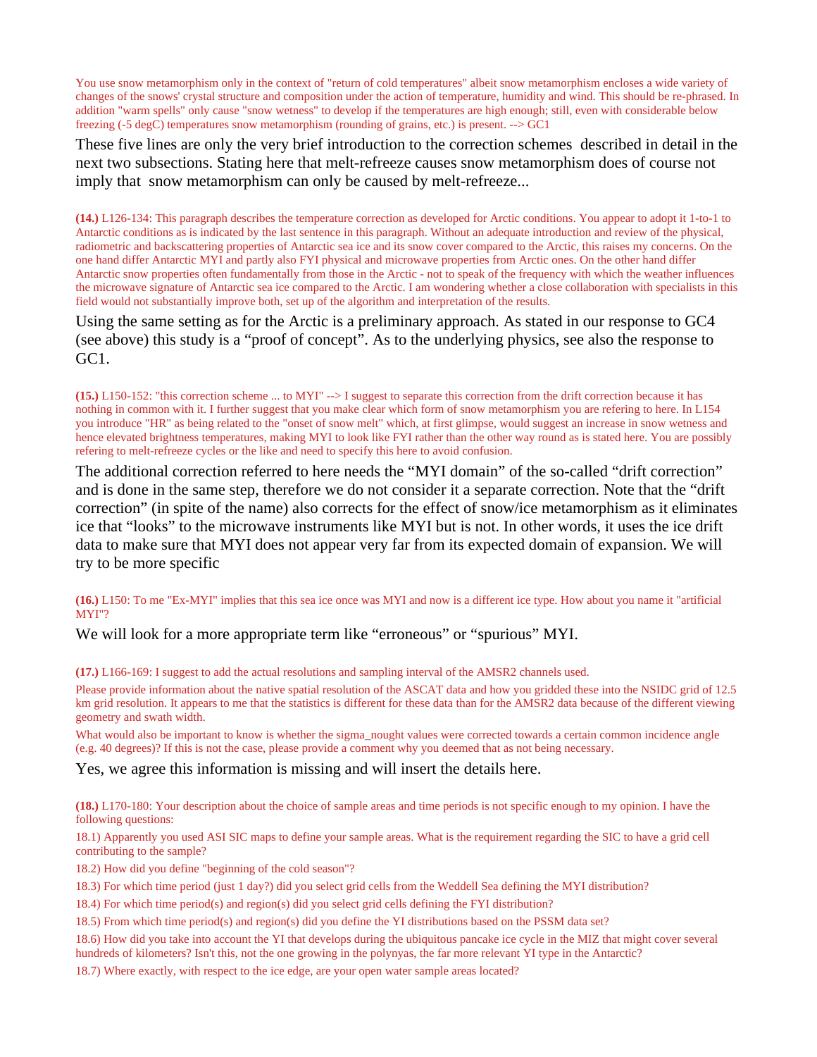You use snow metamorphism only in the context of "return of cold temperatures" albeit snow metamorphism encloses a wide variety of changes of the snows' crystal structure and composition under the action of temperature, humidity and wind. This should be re-phrased. In addition "warm spells" only cause "snow wetness" to develop if the temperatures are high enough; still, even with considerable below freezing (-5 degC) temperatures snow metamorphism (rounding of grains, etc.) is present. --> GC1

These five lines are only the very brief introduction to the correction schemes described in detail in the next two subsections. Stating here that melt-refreeze causes snow metamorphism does of course not imply that snow metamorphism can only be caused by melt-refreeze...

**(14.)** L126-134: This paragraph describes the temperature correction as developed for Arctic conditions. You appear to adopt it 1-to-1 to Antarctic conditions as is indicated by the last sentence in this paragraph. Without an adequate introduction and review of the physical, radiometric and backscattering properties of Antarctic sea ice and its snow cover compared to the Arctic, this raises my concerns. On the one hand differ Antarctic MYI and partly also FYI physical and microwave properties from Arctic ones. On the other hand differ Antarctic snow properties often fundamentally from those in the Arctic - not to speak of the frequency with which the weather influences the microwave signature of Antarctic sea ice compared to the Arctic. I am wondering whether a close collaboration with specialists in this field would not substantially improve both, set up of the algorithm and interpretation of the results.

Using the same setting as for the Arctic is a preliminary approach. As stated in our response to GC4 (see above) this study is a "proof of concept". As to the underlying physics, see also the response to GC1.

**(15.)** L150-152: "this correction scheme ... to MYI" --> I suggest to separate this correction from the drift correction because it has nothing in common with it. I further suggest that you make clear which form of snow metamorphism you are refering to here. In L154 you introduce "HR" as being related to the "onset of snow melt" which, at first glimpse, would suggest an increase in snow wetness and hence elevated brightness temperatures, making MYI to look like FYI rather than the other way round as is stated here. You are possibly refering to melt-refreeze cycles or the like and need to specify this here to avoid confusion.

The additional correction referred to here needs the "MYI domain" of the so-called "drift correction" and is done in the same step, therefore we do not consider it a separate correction. Note that the "drift correction" (in spite of the name) also corrects for the effect of snow/ice metamorphism as it eliminates ice that "looks" to the microwave instruments like MYI but is not. In other words, it uses the ice drift data to make sure that MYI does not appear very far from its expected domain of expansion. We will try to be more specific

**(16.)** L150: To me "Ex-MYI" implies that this sea ice once was MYI and now is a different ice type. How about you name it "artificial MYI"?

We will look for a more appropriate term like "erroneous" or "spurious" MYI.

**(17.)** L166-169: I suggest to add the actual resolutions and sampling interval of the AMSR2 channels used.

Please provide information about the native spatial resolution of the ASCAT data and how you gridded these into the NSIDC grid of 12.5 km grid resolution. It appears to me that the statistics is different for these data than for the AMSR2 data because of the different viewing geometry and swath width.

What would also be important to know is whether the sigma_nought values were corrected towards a certain common incidence angle (e.g. 40 degrees)? If this is not the case, please provide a comment why you deemed that as not being necessary.

Yes, we agree this information is missing and will insert the details here.

**(18.)** L170-180: Your description about the choice of sample areas and time periods is not specific enough to my opinion. I have the following questions:

18.1) Apparently you used ASI SIC maps to define your sample areas. What is the requirement regarding the SIC to have a grid cell contributing to the sample?

18.2) How did you define "beginning of the cold season"?

18.3) For which time period (just 1 day?) did you select grid cells from the Weddell Sea defining the MYI distribution?

18.4) For which time period(s) and region(s) did you select grid cells defining the FYI distribution?

18.5) From which time period(s) and region(s) did you define the YI distributions based on the PSSM data set?

18.6) How did you take into account the YI that develops during the ubiquitous pancake ice cycle in the MIZ that might cover several hundreds of kilometers? Isn't this, not the one growing in the polynyas, the far more relevant YI type in the Antarctic?

18.7) Where exactly, with respect to the ice edge, are your open water sample areas located?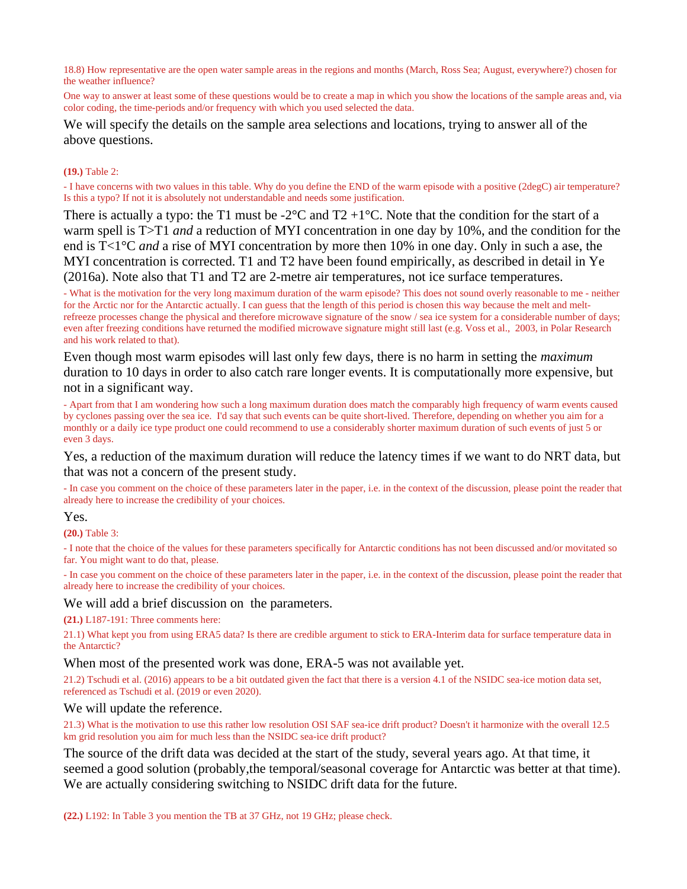18.8) How representative are the open water sample areas in the regions and months (March, Ross Sea; August, everywhere?) chosen for the weather influence?

One way to answer at least some of these questions would be to create a map in which you show the locations of the sample areas and, via color coding, the time-periods and/or frequency with which you used selected the data.

We will specify the details on the sample area selections and locations, trying to answer all of the above questions.

**(19.)** Table 2:

- I have concerns with two values in this table. Why do you define the END of the warm episode with a positive (2degC) air temperature? Is this a typo? If not it is absolutely not understandable and needs some justification.

There is actually a typo: the T1 must be -2°C and T2 +1°C. Note that the condition for the start of a warm spell is T>T1 *and* a reduction of MYI concentration in one day by 10%, and the condition for the end is T<1°C *and* a rise of MYI concentration by more then 10% in one day. Only in such a ase, the MYI concentration is corrected. T1 and T2 have been found empirically, as described in detail in Ye (2016a). Note also that T1 and T2 are 2-metre air temperatures, not ice surface temperatures.

- What is the motivation for the very long maximum duration of the warm episode? This does not sound overly reasonable to me - neither for the Arctic nor for the Antarctic actually. I can guess that the length of this period is chosen this way because the melt and melt-refreeze processes change the physical and therefore microwave signature of the snow / sea ice system for a considerable number of days; even after freezing conditions have returned the modified microwave signature might still last (e.g. Voss et al., 2003, in Polar Research and his work related to that).

Even though most warm episodes will last only few days, there is no harm in setting the *maximum* duration to 10 days in order to also catch rare longer events. It is computationally more expensive, but not in a significant way.

- Apart from that I am wondering how such a long maximum duration does match the comparably high frequency of warm events caused by cyclones passing over the sea ice. I'd say that such events can be quite short-lived. Therefore, depending on whether you aim for a monthly or a daily ice type product one could recommend to use a considerably shorter maximum duration of such events of just 5 or even 3 days.

Yes, a reduction of the maximum duration will reduce the latency times if we want to do NRT data, but that was not a concern of the present study.

- In case you comment on the choice of these parameters later in the paper, i.e. in the context of the discussion, please point the reader that already here to increase the credibility of your choices.

Yes.

**(20.)** Table 3:

- I note that the choice of the values for these parameters specifically for Antarctic conditions has not been discussed and/or movitated so far. You might want to do that, please.

- In case you comment on the choice of these parameters later in the paper, i.e. in the context of the discussion, please point the reader that already here to increase the credibility of your choices.

We will add a brief discussion on the parameters.

**(21.)** L187-191: Three comments here:

21.1) What kept you from using ERA5 data? Is there are credible argument to stick to ERA-Interim data for surface temperature data in the Antarctic?

When most of the presented work was done, ERA-5 was not available yet.

21.2) Tschudi et al. (2016) appears to be a bit outdated given the fact that there is a version 4.1 of the NSIDC sea-ice motion data set, referenced as Tschudi et al. (2019 or even 2020).

We will update the reference.

21.3) What is the motivation to use this rather low resolution OSI SAF sea-ice drift product? Doesn't it harmonize with the overall 12.5 km grid resolution you aim for much less than the NSIDC sea-ice drift product?

The source of the drift data was decided at the start of the study, several years ago. At that time, it seemed a good solution (probably,the temporal/seasonal coverage for Antarctic was better at that time). We are actually considering switching to NSIDC drift data for the future.

**(22.)** L192: In Table 3 you mention the TB at 37 GHz, not 19 GHz; please check.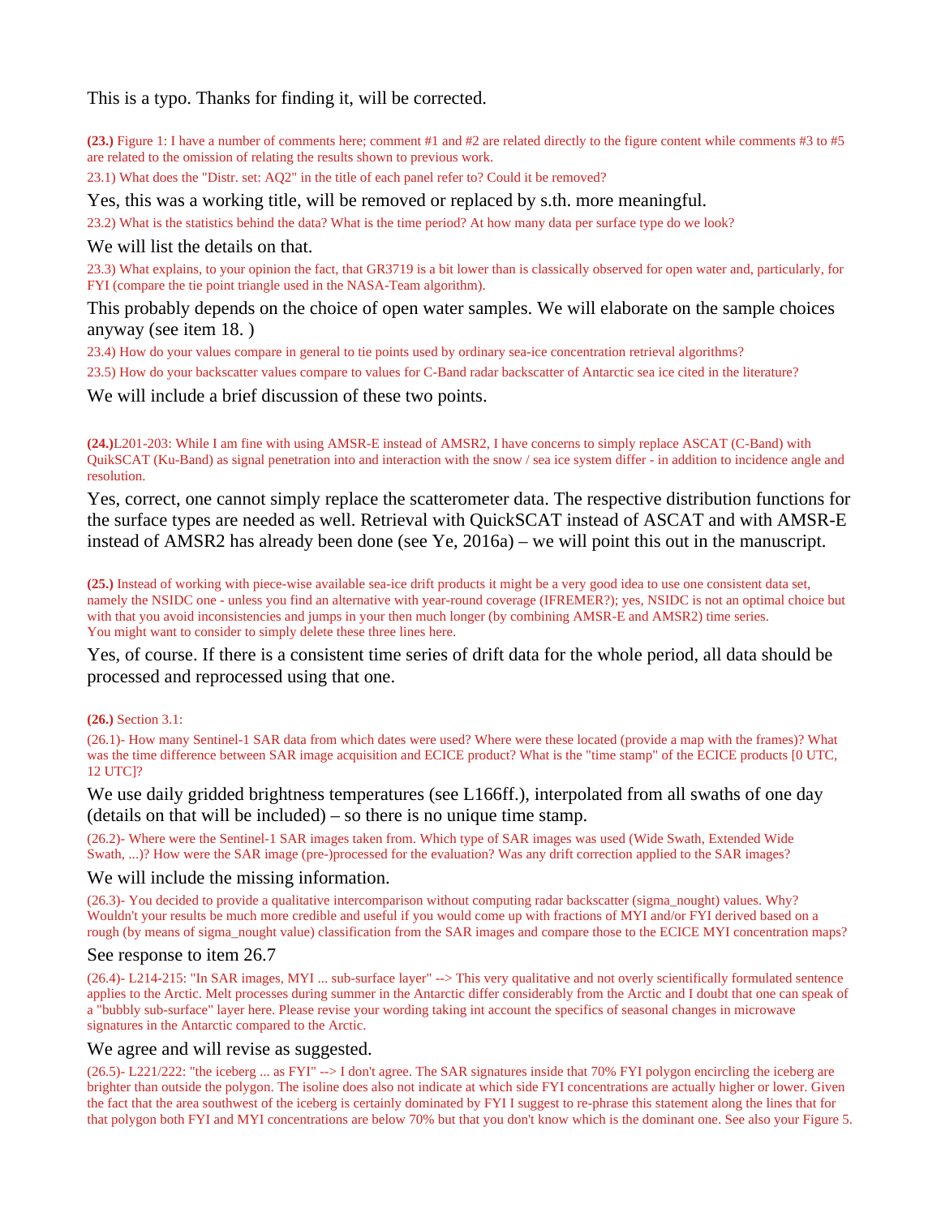This is a typo. Thanks for finding it, will be corrected.

**(23.)** Figure 1: I have a number of comments here; comment #1 and #2 are related directly to the figure content while comments #3 to #5 are related to the omission of relating the results shown to previous work.

23.1) What does the "Distr. set: AQ2" in the title of each panel refer to? Could it be removed?

Yes, this was a working title, will be removed or replaced by s.th. more meaningful.

23.2) What is the statistics behind the data? What is the time period? At how many data per surface type do we look?

We will list the details on that.

23.3) What explains, to your opinion the fact, that GR3719 is a bit lower than is classically observed for open water and, particularly, for FYI (compare the tie point triangle used in the NASA-Team algorithm).

This probably depends on the choice of open water samples. We will elaborate on the sample choices anyway (see item 18. )

23.4) How do your values compare in general to tie points used by ordinary sea-ice concentration retrieval algorithms?

23.5) How do your backscatter values compare to values for C-Band radar backscatter of Antarctic sea ice cited in the literature?

We will include a brief discussion of these two points.

**(24.)** L201-203: While I am fine with using AMSR-E instead of AMSR2, I have concerns to simply replace ASCAT (C-Band) with QuikSCAT (Ku-Band) as signal penetration into and interaction with the snow / sea ice system differ - in addition to incidence angle and resolution.

Yes, correct, one cannot simply replace the scatterometer data. The respective distribution functions for the surface types are needed as well. Retrieval with QuickSCAT instead of ASCAT and with AMSR-E instead of AMSR2 has already been done (see Ye, 2016a) – we will point this out in the manuscript.

**(25.)** Instead of working with piece-wise available sea-ice drift products it might be a very good idea to use one consistent data set, namely the NSIDC one - unless you find an alternative with year-round coverage (IFREMER?); yes, NSIDC is not an optimal choice but with that you avoid inconsistencies and jumps in your then much longer (by combining AMSR-E and AMSR2) time series. You might want to consider to simply delete these three lines here.

Yes, of course. If there is a consistent time series of drift data for the whole period, all data should be processed and reprocessed using that one.

**(26.)** Section 3.1:

(26.1)- How many Sentinel-1 SAR data from which dates were used? Where were these located (provide a map with the frames)? What was the time difference between SAR image acquisition and ECICE product? What is the "time stamp" of the ECICE products [0 UTC, 12 UTC]?

We use daily gridded brightness temperatures (see L166ff.), interpolated from all swaths of one day (details on that will be included) – so there is no unique time stamp.

(26.2)- Where were the Sentinel-1 SAR images taken from. Which type of SAR images was used (Wide Swath, Extended Wide Swath, ...)? How were the SAR image (pre-)processed for the evaluation? Was any drift correction applied to the SAR images?

We will include the missing information.

(26.3)- You decided to provide a qualitative intercomparison without computing radar backscatter (sigma_nought) values. Why? Wouldn't your results be much more credible and useful if you would come up with fractions of MYI and/or FYI derived based on a rough (by means of sigma_nought value) classification from the SAR images and compare those to the ECICE MYI concentration maps?

See response to item 26.7

(26.4)- L214-215: "In SAR images, MYI ... sub-surface layer" --> This very qualitative and not overly scientifically formulated sentence applies to the Arctic. Melt processes during summer in the Antarctic differ considerably from the Arctic and I doubt that one can speak of a "bubbly sub-surface" layer here. Please revise your wording taking int account the specifics of seasonal changes in microwave signatures in the Antarctic compared to the Arctic.

We agree and will revise as suggested.

(26.5)- L221/222: "the iceberg ... as FYI" --> I don't agree. The SAR signatures inside that 70% FYI polygon encircling the iceberg are brighter than outside the polygon. The isoline does also not indicate at which side FYI concentrations are actually higher or lower. Given the fact that the area southwest of the iceberg is certainly dominated by FYI I suggest to re-phrase this statement along the lines that for that polygon both FYI and MYI concentrations are below 70% but that you don't know which is the dominant one. See also your Figure 5.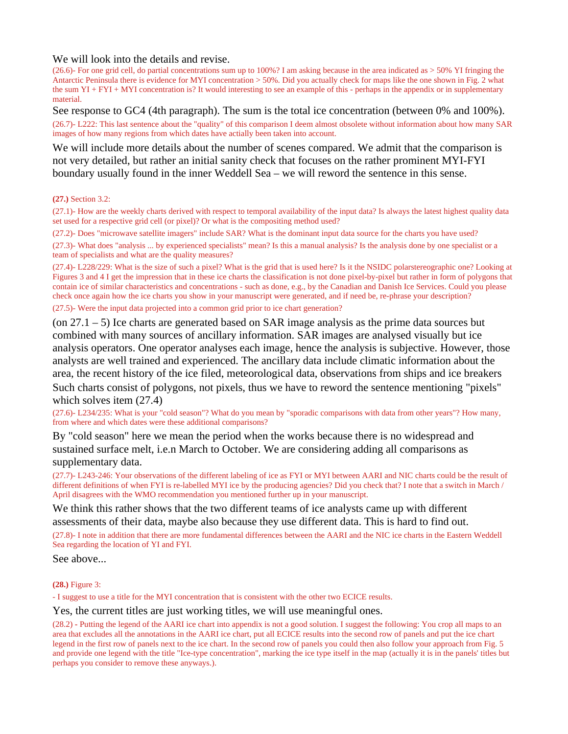We will look into the details and revise.

(26.6)- For one grid cell, do partial concentrations sum up to 100%? I am asking because in the area indicated as > 50% YI fringing the Antarctic Peninsula there is evidence for MYI concentration > 50%. Did you actually check for maps like the one shown in Fig. 2 what the sum YI + FYI + MYI concentration is? It would interesting to see an example of this - perhaps in the appendix or in supplementary material.

See response to GC4 (4th paragraph). The sum is the total ice concentration (between 0% and 100%).

(26.7)- L222: This last sentence about the "quality" of this comparison I deem almost obsolete without information about how many SAR images of how many regions from which dates have actially been taken into account.

We will include more details about the number of scenes compared. We admit that the comparison is not very detailed, but rather an initial sanity check that focuses on the rather prominent MYI-FYI boundary usually found in the inner Weddell Sea – we will reword the sentence in this sense.

**(27.)** Section 3.2:

(27.1)- How are the weekly charts derived with respect to temporal availability of the input data? Is always the latest highest quality data set used for a respective grid cell (or pixel)? Or what is the compositing method used?

(27.2)- Does "microwave satellite imagers" include SAR? What is the dominant input data source for the charts you have used?

(27.3)- What does "analysis ... by experienced specialists" mean? Is this a manual analysis? Is the analysis done by one specialist or a team of specialists and what are the quality measures?

(27.4)- L228/229: What is the size of such a pixel? What is the grid that is used here? Is it the NSIDC polarstereographic one? Looking at Figures 3 and 4 I get the impression that in these ice charts the classification is not done pixel-by-pixel but rather in form of polygons that contain ice of similar characteristics and concentrations - such as done, e.g., by the Canadian and Danish Ice Services. Could you please check once again how the ice charts you show in your manuscript were generated, and if need be, re-phrase your description?

(27.5)- Were the input data projected into a common grid prior to ice chart generation?

(on 27.1 – 5) Ice charts are generated based on SAR image analysis as the prime data sources but combined with many sources of ancillary information. SAR images are analysed visually but ice analysis operators. One operator analyses each image, hence the analysis is subjective. However, those analysts are well trained and experienced. The ancillary data include climatic information about the area, the recent history of the ice filed, meteorological data, observations from ships and ice breakers Such charts consist of polygons, not pixels, thus we have to reword the sentence mentioning "pixels" which solves item (27.4)

(27.6)- L234/235: What is your "cold season"? What do you mean by "sporadic comparisons with data from other years"? How many, from where and which dates were these additional comparisons?

By "cold season" here we mean the period when the works because there is no widespread and sustained surface melt, i.e.n March to October. We are considering adding all comparisons as supplementary data.

(27.7)- L243-246: Your observations of the different labeling of ice as FYI or MYI between AARI and NIC charts could be the result of different definitions of when FYI is re-labelled MYI ice by the producing agencies? Did you check that? I note that a switch in March / April disagrees with the WMO recommendation you mentioned further up in your manuscript.

We think this rather shows that the two different teams of ice analysts came up with different assessments of their data, maybe also because they use different data. This is hard to find out.

(27.8)- I note in addition that there are more fundamental differences between the AARI and the NIC ice charts in the Eastern Weddell Sea regarding the location of YI and FYI.

See above...

**(28.)** Figure 3:

- I suggest to use a title for the MYI concentration that is consistent with the other two ECICE results.

Yes, the current titles are just working titles, we will use meaningful ones.

(28.2) - Putting the legend of the AARI ice chart into appendix is not a good solution. I suggest the following: You crop all maps to an area that excludes all the annotations in the AARI ice chart, put all ECICE results into the second row of panels and put the ice chart legend in the first row of panels next to the ice chart. In the second row of panels you could then also follow your approach from Fig. 5 and provide one legend with the title "Ice-type concentration", marking the ice type itself in the map (actually it is in the panels' titles but perhaps you consider to remove these anyways.).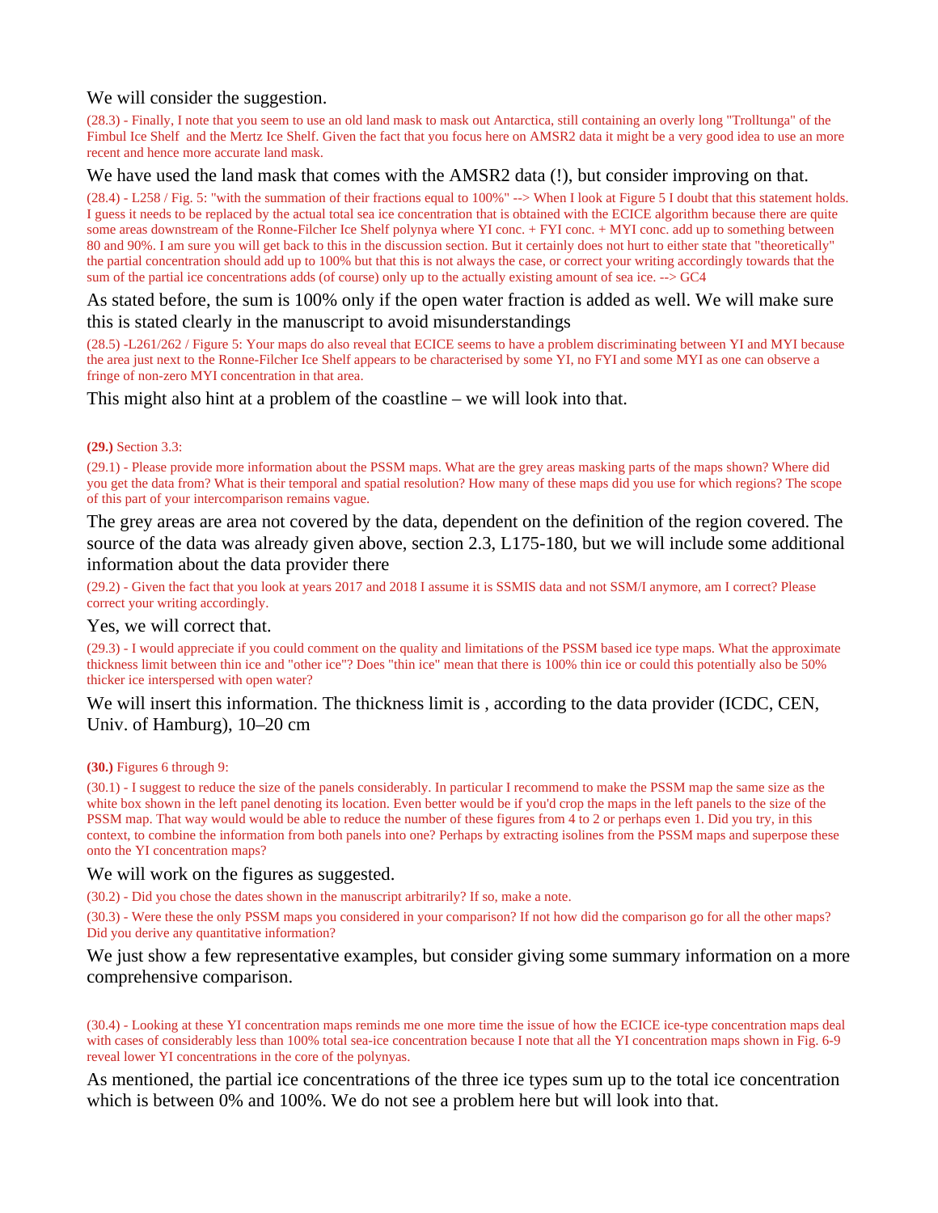We will consider the suggestion.

(28.3) - Finally, I note that you seem to use an old land mask to mask out Antarctica, still containing an overly long "Trolltunga" of the Fimbul Ice Shelf and the Mertz Ice Shelf. Given the fact that you focus here on AMSR2 data it might be a very good idea to use an more recent and hence more accurate land mask.

We have used the land mask that comes with the AMSR2 data (!), but consider improving on that.

(28.4) - L258 / Fig. 5: "with the summation of their fractions equal to 100%" --> When I look at Figure 5 I doubt that this statement holds. I guess it needs to be replaced by the actual total sea ice concentration that is obtained with the ECICE algorithm because there are quite some areas downstream of the Ronne-Filcher Ice Shelf polynya where YI conc. + FYI conc. + MYI conc. add up to something between 80 and 90%. I am sure you will get back to this in the discussion section. But it certainly does not hurt to either state that "theoretically" the partial concentration should add up to 100% but that this is not always the case, or correct your writing accordingly towards that the sum of the partial ice concentrations adds (of course) only up to the actually existing amount of sea ice. --> GC4

As stated before, the sum is 100% only if the open water fraction is added as well. We will make sure this is stated clearly in the manuscript to avoid misunderstandings

(28.5) -L261/262 / Figure 5: Your maps do also reveal that ECICE seems to have a problem discriminating between YI and MYI because the area just next to the Ronne-Filcher Ice Shelf appears to be characterised by some YI, no FYI and some MYI as one can observe a fringe of non-zero MYI concentration in that area.

This might also hint at a problem of the coastline – we will look into that.

**(29.)** Section 3.3:

(29.1) - Please provide more information about the PSSM maps. What are the grey areas masking parts of the maps shown? Where did you get the data from? What is their temporal and spatial resolution? How many of these maps did you use for which regions? The scope of this part of your intercomparison remains vague.

The grey areas are area not covered by the data, dependent on the definition of the region covered. The source of the data was already given above, section 2.3, L175-180, but we will include some additional information about the data provider there

(29.2) - Given the fact that you look at years 2017 and 2018 I assume it is SSMIS data and not SSM/I anymore, am I correct? Please correct your writing accordingly.

Yes, we will correct that.

(29.3) - I would appreciate if you could comment on the quality and limitations of the PSSM based ice type maps. What the approximate thickness limit between thin ice and "other ice"? Does "thin ice" mean that there is 100% thin ice or could this potentially also be 50% thicker ice interspersed with open water?

We will insert this information. The thickness limit is , according to the data provider (ICDC, CEN, Univ. of Hamburg), 10–20 cm

**(30.)** Figures 6 through 9:

(30.1) - I suggest to reduce the size of the panels considerably. In particular I recommend to make the PSSM map the same size as the white box shown in the left panel denoting its location. Even better would be if you'd crop the maps in the left panels to the size of the PSSM map. That way would would be able to reduce the number of these figures from 4 to 2 or perhaps even 1. Did you try, in this context, to combine the information from both panels into one? Perhaps by extracting isolines from the PSSM maps and superpose these onto the YI concentration maps?

We will work on the figures as suggested.

(30.2) - Did you chose the dates shown in the manuscript arbitrarily? If so, make a note.

(30.3) - Were these the only PSSM maps you considered in your comparison? If not how did the comparison go for all the other maps? Did you derive any quantitative information?

We just show a few representative examples, but consider giving some summary information on a more comprehensive comparison.

(30.4) - Looking at these YI concentration maps reminds me one more time the issue of how the ECICE ice-type concentration maps deal with cases of considerably less than 100% total sea-ice concentration because I note that all the YI concentration maps shown in Fig. 6-9 reveal lower YI concentrations in the core of the polynyas.

As mentioned, the partial ice concentrations of the three ice types sum up to the total ice concentration which is between 0% and 100%. We do not see a problem here but will look into that.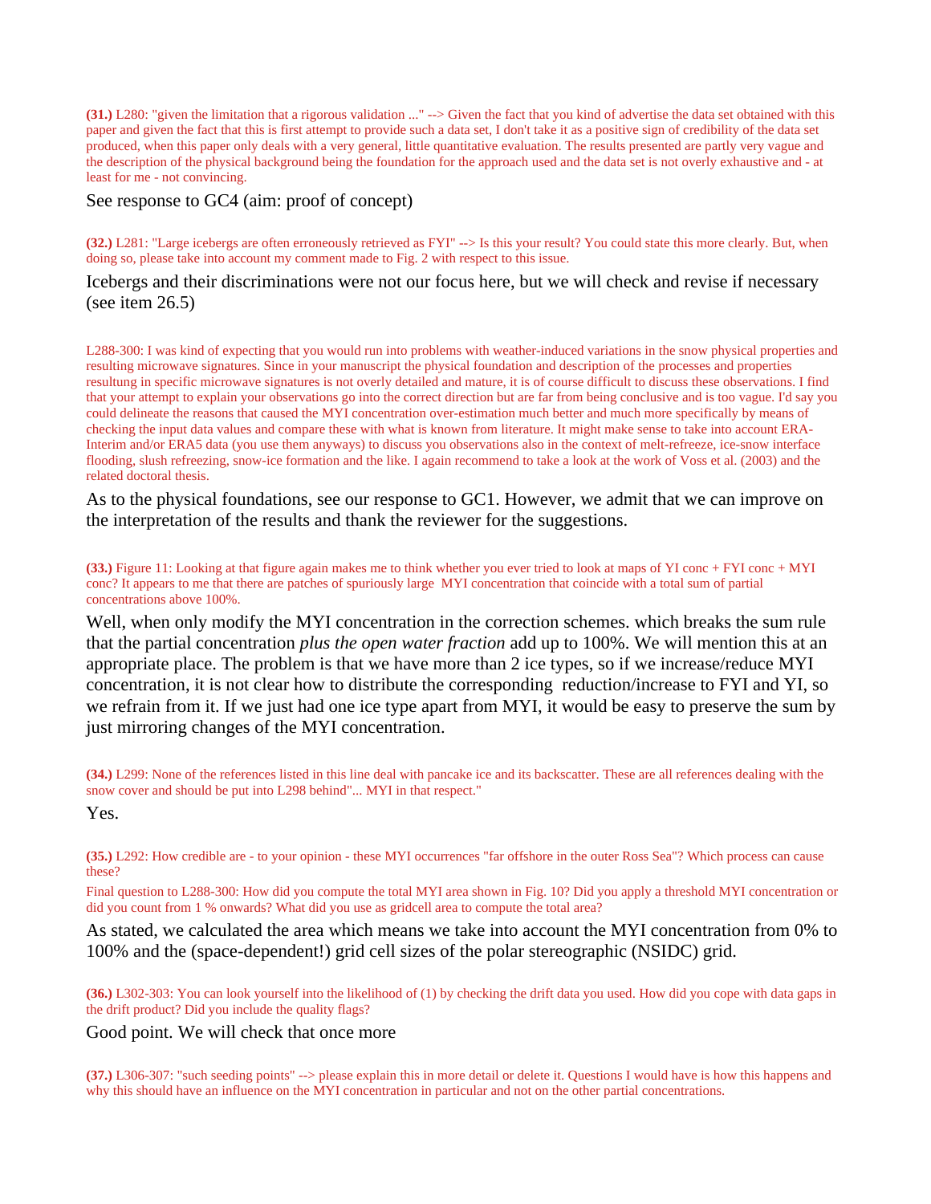**(31.)** L280: "given the limitation that a rigorous validation ..." --> Given the fact that you kind of advertise the data set obtained with this paper and given the fact that this is first attempt to provide such a data set, I don't take it as a positive sign of credibility of the data set produced, when this paper only deals with a very general, little quantitative evaluation. The results presented are partly very vague and the description of the physical background being the foundation for the approach used and the data set is not overly exhaustive and - at least for me - not convincing.

See response to GC4 (aim: proof of concept)

**(32.)** L281: "Large icebergs are often erroneously retrieved as FYI" --> Is this your result? You could state this more clearly. But, when doing so, please take into account my comment made to Fig. 2 with respect to this issue.

Icebergs and their discriminations were not our focus here, but we will check and revise if necessary (see item 26.5)

L288-300: I was kind of expecting that you would run into problems with weather-induced variations in the snow physical properties and resulting microwave signatures. Since in your manuscript the physical foundation and description of the processes and properties resultung in specific microwave signatures is not overly detailed and mature, it is of course difficult to discuss these observations. I find that your attempt to explain your observations go into the correct direction but are far from being conclusive and is too vague. I'd say you could delineate the reasons that caused the MYI concentration over-estimation much better and much more specifically by means of checking the input data values and compare these with what is known from literature. It might make sense to take into account ERA-Interim and/or ERA5 data (you use them anyways) to discuss you observations also in the context of melt-refreeze, ice-snow interface flooding, slush refreezing, snow-ice formation and the like. I again recommend to take a look at the work of Voss et al. (2003) and the related doctoral thesis.

As to the physical foundations, see our response to GC1. However, we admit that we can improve on the interpretation of the results and thank the reviewer for the suggestions.

**(33.)** Figure 11: Looking at that figure again makes me to think whether you ever tried to look at maps of YI conc + FYI conc + MYI conc? It appears to me that there are patches of spuriously large MYI concentration that coincide with a total sum of partial concentrations above 100%.

Well, when only modify the MYI concentration in the correction schemes. which breaks the sum rule that the partial concentration *plus the open water fraction* add up to 100%. We will mention this at an appropriate place. The problem is that we have more than 2 ice types, so if we increase/reduce MYI concentration, it is not clear how to distribute the corresponding reduction/increase to FYI and YI, so we refrain from it. If we just had one ice type apart from MYI, it would be easy to preserve the sum by just mirroring changes of the MYI concentration.

**(34.)** L299: None of the references listed in this line deal with pancake ice and its backscatter. These are all references dealing with the snow cover and should be put into L298 behind"... MYI in that respect."

Yes.

**(35.)** L292: How credible are - to your opinion - these MYI occurrences "far offshore in the outer Ross Sea"? Which process can cause these?

Final question to L288-300: How did you compute the total MYI area shown in Fig. 10? Did you apply a threshold MYI concentration or did you count from 1 % onwards? What did you use as gridcell area to compute the total area?

As stated, we calculated the area which means we take into account the MYI concentration from 0% to 100% and the (space-dependent!) grid cell sizes of the polar stereographic (NSIDC) grid.

**(36.)** L302-303: You can look yourself into the likelihood of (1) by checking the drift data you used. How did you cope with data gaps in the drift product? Did you include the quality flags?

Good point. We will check that once more

**(37.)** L306-307: "such seeding points" --> please explain this in more detail or delete it. Questions I would have is how this happens and why this should have an influence on the MYI concentration in particular and not on the other partial concentrations.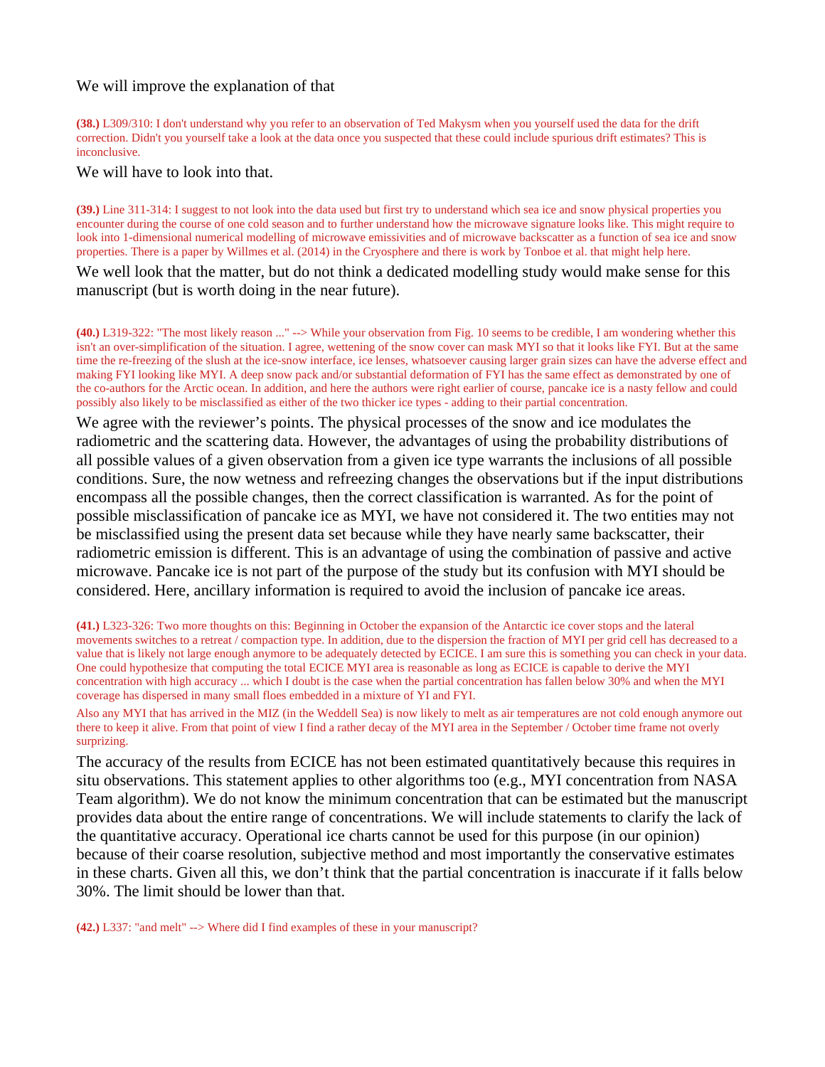We will improve the explanation of that

**(38.)** L309/310: I don't understand why you refer to an observation of Ted Makysm when you yourself used the data for the drift correction. Didn't you yourself take a look at the data once you suspected that these could include spurious drift estimates? This is inconclusive.

We will have to look into that.

**(39.)** Line 311-314: I suggest to not look into the data used but first try to understand which sea ice and snow physical properties you encounter during the course of one cold season and to further understand how the microwave signature looks like. This might require to look into 1-dimensional numerical modelling of microwave emissivities and of microwave backscatter as a function of sea ice and snow properties. There is a paper by Willmes et al. (2014) in the Cryosphere and there is work by Tonboe et al. that might help here.

We well look that the matter, but do not think a dedicated modelling study would make sense for this manuscript (but is worth doing in the near future).

**(40.)** L319-322: "The most likely reason ..." --> While your observation from Fig. 10 seems to be credible, I am wondering whether this isn't an over-simplification of the situation. I agree, wettening of the snow cover can mask MYI so that it looks like FYI. But at the same time the re-freezing of the slush at the ice-snow interface, ice lenses, whatsoever causing larger grain sizes can have the adverse effect and making FYI looking like MYI. A deep snow pack and/or substantial deformation of FYI has the same effect as demonstrated by one of the co-authors for the Arctic ocean. In addition, and here the authors were right earlier of course, pancake ice is a nasty fellow and could possibly also likely to be misclassified as either of the two thicker ice types - adding to their partial concentration.

We agree with the reviewer's points. The physical processes of the snow and ice modulates the radiometric and the scattering data. However, the advantages of using the probability distributions of all possible values of a given observation from a given ice type warrants the inclusions of all possible conditions. Sure, the now wetness and refreezing changes the observations but if the input distributions encompass all the possible changes, then the correct classification is warranted. As for the point of possible misclassification of pancake ice as MYI, we have not considered it. The two entities may not be misclassified using the present data set because while they have nearly same backscatter, their radiometric emission is different. This is an advantage of using the combination of passive and active microwave. Pancake ice is not part of the purpose of the study but its confusion with MYI should be considered. Here, ancillary information is required to avoid the inclusion of pancake ice areas.

**(41.)** L323-326: Two more thoughts on this: Beginning in October the expansion of the Antarctic ice cover stops and the lateral movements switches to a retreat / compaction type. In addition, due to the dispersion the fraction of MYI per grid cell has decreased to a value that is likely not large enough anymore to be adequately detected by ECICE. I am sure this is something you can check in your data. One could hypothesize that computing the total ECICE MYI area is reasonable as long as ECICE is capable to derive the MYI concentration with high accuracy ... which I doubt is the case when the partial concentration has fallen below 30% and when the MYI coverage has dispersed in many small floes embedded in a mixture of YI and FYI.

Also any MYI that has arrived in the MIZ (in the Weddell Sea) is now likely to melt as air temperatures are not cold enough anymore out there to keep it alive. From that point of view I find a rather decay of the MYI area in the September / October time frame not overly surprizing.

The accuracy of the results from ECICE has not been estimated quantitatively because this requires in situ observations. This statement applies to other algorithms too (e.g., MYI concentration from NASA Team algorithm). We do not know the minimum concentration that can be estimated but the manuscript provides data about the entire range of concentrations. We will include statements to clarify the lack of the quantitative accuracy. Operational ice charts cannot be used for this purpose (in our opinion) because of their coarse resolution, subjective method and most importantly the conservative estimates in these charts. Given all this, we don't think that the partial concentration is inaccurate if it falls below 30%. The limit should be lower than that.

**(42.)** L337: "and melt" --> Where did I find examples of these in your manuscript?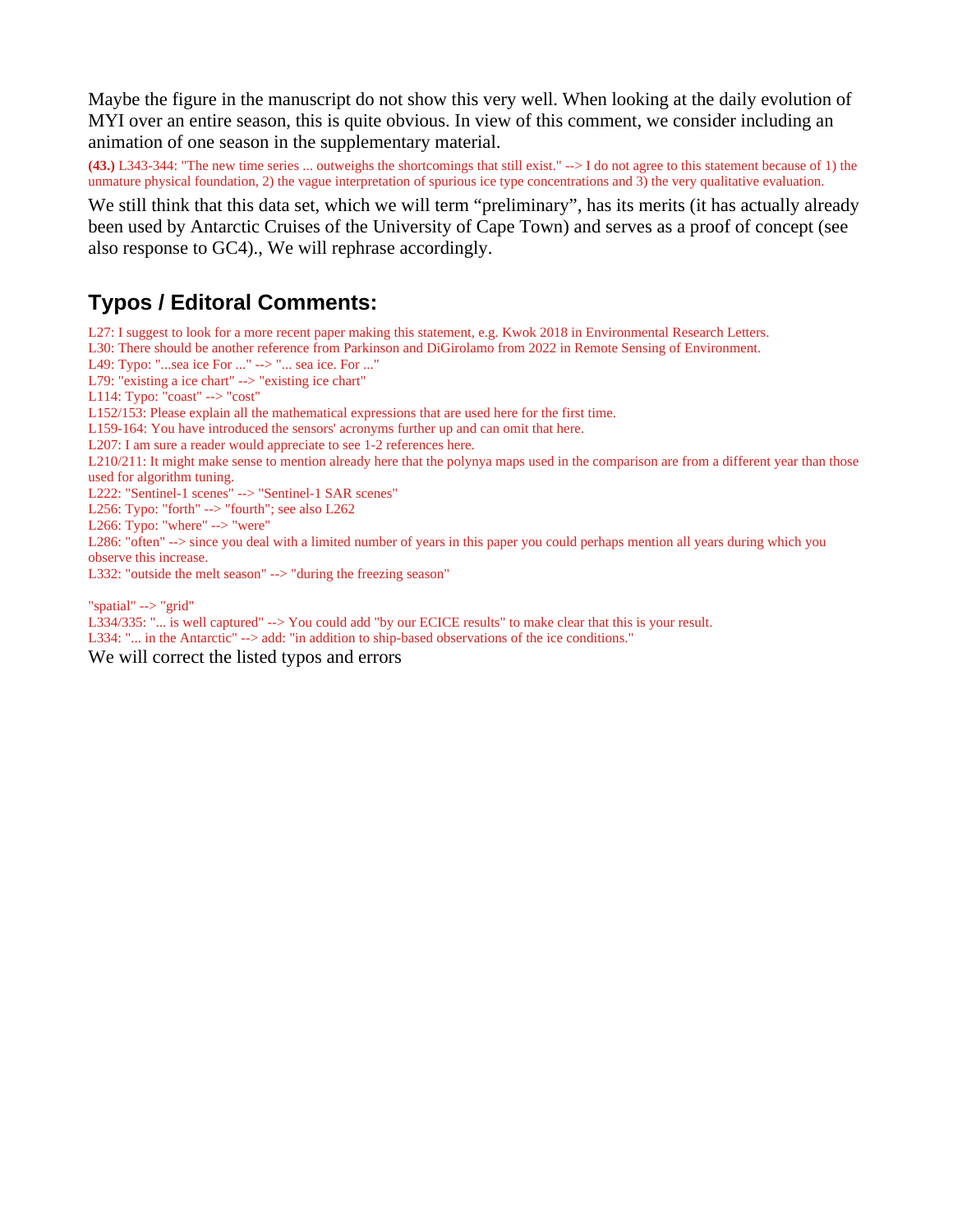Maybe the figure in the manuscript do not show this very well. When looking at the daily evolution of MYI over an entire season, this is quite obvious. In view of this comment, we consider including an animation of one season in the supplementary material.

**(43.)** L343-344: "The new time series ... outweighs the shortcomings that still exist." --> I do not agree to this statement because of 1) the unmature physical foundation, 2) the vague interpretation of spurious ice type concentrations and 3) the very qualitative evaluation.

We still think that this data set, which we will term "preliminary", has its merits (it has actually already been used by Antarctic Cruises of the University of Cape Town) and serves as a proof of concept (see also response to GC4)., We will rephrase accordingly.

## Typos / Editoral Comments:

L27: I suggest to look for a more recent paper making this statement, e.g. Kwok 2018 in Environmental Research Letters.
L30: There should be another reference from Parkinson and DiGirolamo from 2022 in Remote Sensing of Environment.
L49: Typo: "...sea ice For ..." --> "... sea ice. For ..."
L79: "existing a ice chart" --> "existing ice chart"
L114: Typo: "coast" --> "cost"
L152/153: Please explain all the mathematical expressions that are used here for the first time.
L159-164: You have introduced the sensors' acronyms further up and can omit that here.
L207: I am sure a reader would appreciate to see 1-2 references here.
L210/211: It might make sense to mention already here that the polynya maps used in the comparison are from a different year than those used for algorithm tuning.
L222: "Sentinel-1 scenes" --> "Sentinel-1 SAR scenes"
L256: Typo: "forth" --> "fourth"; see also L262
L266: Typo: "where" --> "were"
L286: "often" --> since you deal with a limited number of years in this paper you could perhaps mention all years during which you observe this increase.
L332: "outside the melt season" --> "during the freezing season"

"spatial" --> "grid"
L334/335: "... is well captured" --> You could add "by our ECICE results" to make clear that this is your result.
L334: "... in the Antarctic" --> add: "in addition to ship-based observations of the ice conditions."

We will correct the listed typos and errors